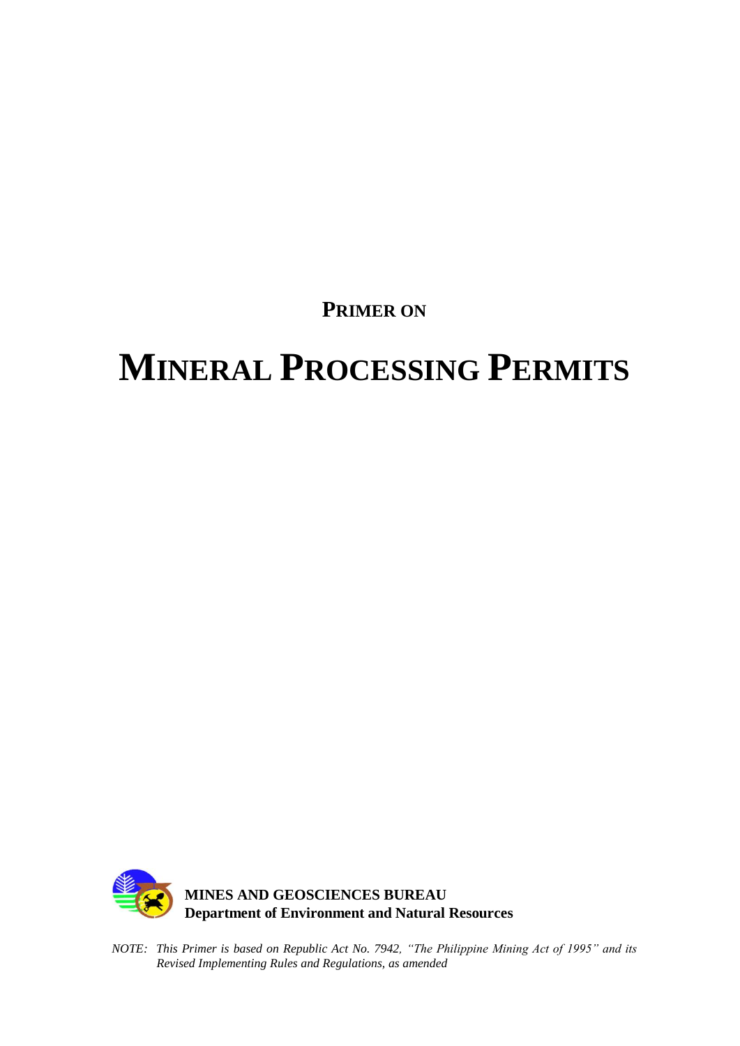**PRIMER ON**

# MINERAL PROCESSING PERMITS

**MINES AND GEOSCIENCES BUREAU**
**Department of Environment and Natural Resources**

*NOTE: This Primer is based on Republic Act No. 7942, "The Philippine Mining Act of 1995" and its Revised Implementing Rules and Regulations, as amended*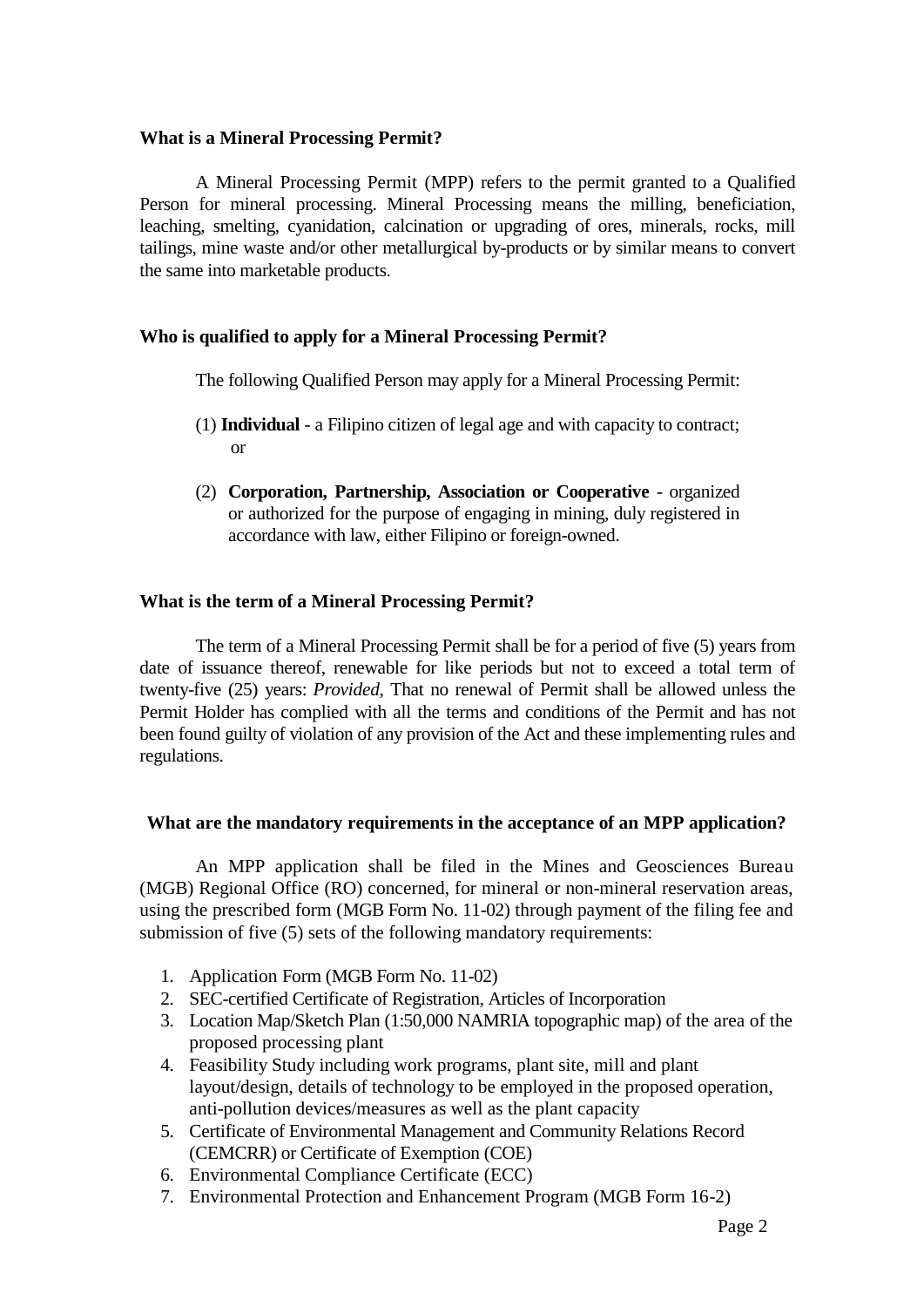### What is a Mineral Processing Permit?

A Mineral Processing Permit (MPP) refers to the permit granted to a Qualified Person for mineral processing. Mineral Processing means the milling, beneficiation, leaching, smelting, cyanidation, calcination or upgrading of ores, minerals, rocks, mill tailings, mine waste and/or other metallurgical by-products or by similar means to convert the same into marketable products.

### Who is qualified to apply for a Mineral Processing Permit?

The following Qualified Person may apply for a Mineral Processing Permit:

(1) **Individual** - a Filipino citizen of legal age and with capacity to contract; or

(2) **Corporation, Partnership, Association or Cooperative** - organized or authorized for the purpose of engaging in mining, duly registered in accordance with law, either Filipino or foreign-owned.

### What is the term of a Mineral Processing Permit?

The term of a Mineral Processing Permit shall be for a period of five (5) years from date of issuance thereof, renewable for like periods but not to exceed a total term of twenty-five (25) years: *Provided*, That no renewal of Permit shall be allowed unless the Permit Holder has complied with all the terms and conditions of the Permit and has not been found guilty of violation of any provision of the Act and these implementing rules and regulations.

### What are the mandatory requirements in the acceptance of an MPP application?

An MPP application shall be filed in the Mines and Geosciences Bureau (MGB) Regional Office (RO) concerned, for mineral or non-mineral reservation areas, using the prescribed form (MGB Form No. 11-02) through payment of the filing fee and submission of five (5) sets of the following mandatory requirements:

1. Application Form (MGB Form No. 11-02)
2. SEC-certified Certificate of Registration, Articles of Incorporation
3. Location Map/Sketch Plan (1:50,000 NAMRIA topographic map) of the area of the proposed processing plant
4. Feasibility Study including work programs, plant site, mill and plant layout/design, details of technology to be employed in the proposed operation, anti-pollution devices/measures as well as the plant capacity
5. Certificate of Environmental Management and Community Relations Record (CEMCRR) or Certificate of Exemption (COE)
6. Environmental Compliance Certificate (ECC)
7. Environmental Protection and Enhancement Program (MGB Form 16-2)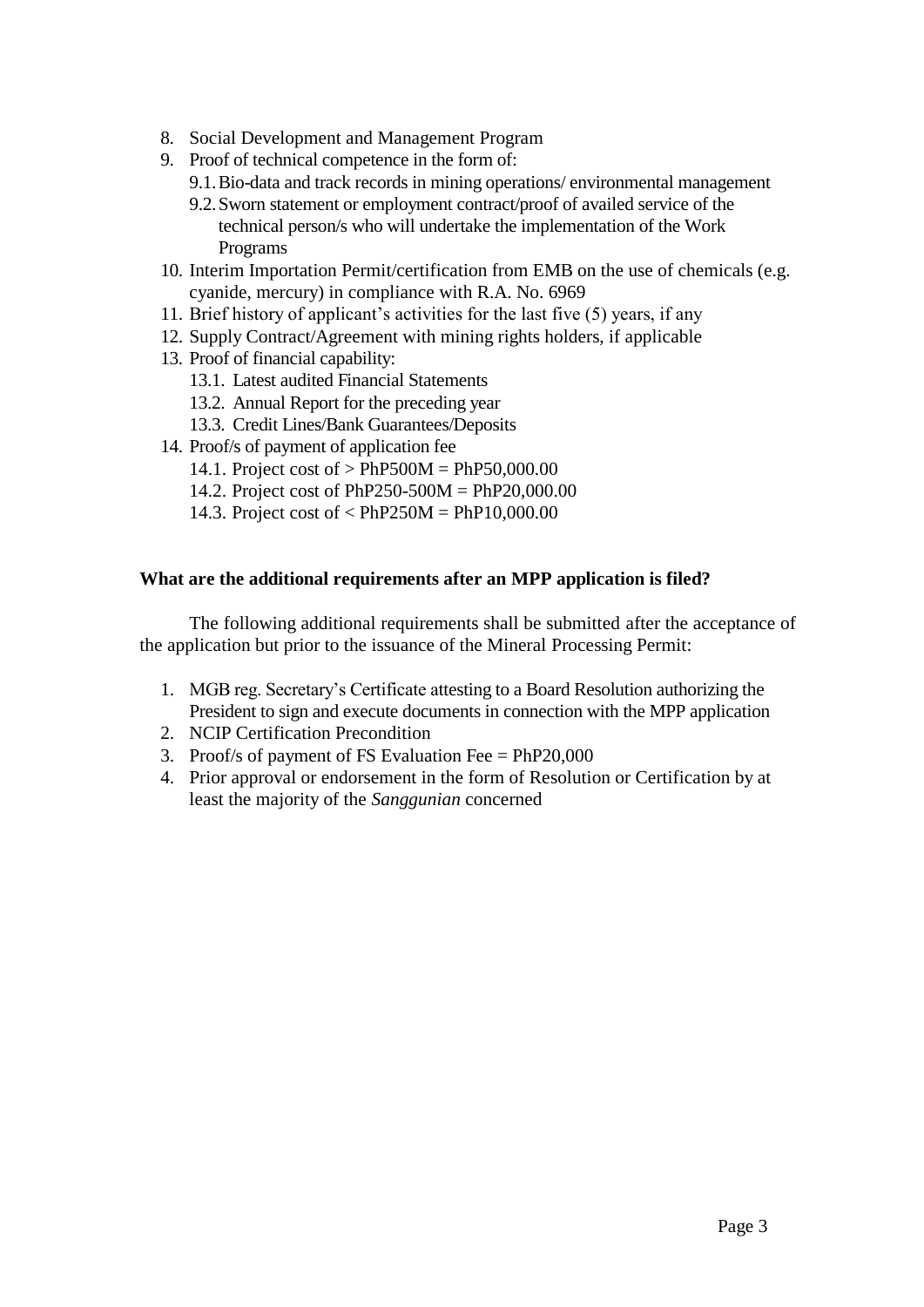8. Social Development and Management Program
9. Proof of technical competence in the form of:
   9.1. Bio-data and track records in mining operations/ environmental management
   9.2. Sworn statement or employment contract/proof of availed service of the technical person/s who will undertake the implementation of the Work Programs
10. Interim Importation Permit/certification from EMB on the use of chemicals (e.g. cyanide, mercury) in compliance with R.A. No. 6969
11. Brief history of applicant's activities for the last five (5) years, if any
12. Supply Contract/Agreement with mining rights holders, if applicable
13. Proof of financial capability:
    13.1. Latest audited Financial Statements
    13.2. Annual Report for the preceding year
    13.3. Credit Lines/Bank Guarantees/Deposits
14. Proof/s of payment of application fee
    14.1. Project cost of > PhP500M = PhP50,000.00
    14.2. Project cost of PhP250-500M = PhP20,000.00
    14.3. Project cost of < PhP250M = PhP10,000.00

**What are the additional requirements after an MPP application is filed?**

The following additional requirements shall be submitted after the acceptance of the application but prior to the issuance of the Mineral Processing Permit:

1. MGB reg. Secretary's Certificate attesting to a Board Resolution authorizing the President to sign and execute documents in connection with the MPP application
2. NCIP Certification Precondition
3. Proof/s of payment of FS Evaluation Fee = PhP20,000
4. Prior approval or endorsement in the form of Resolution or Certification by at least the majority of the *Sanggunian* concerned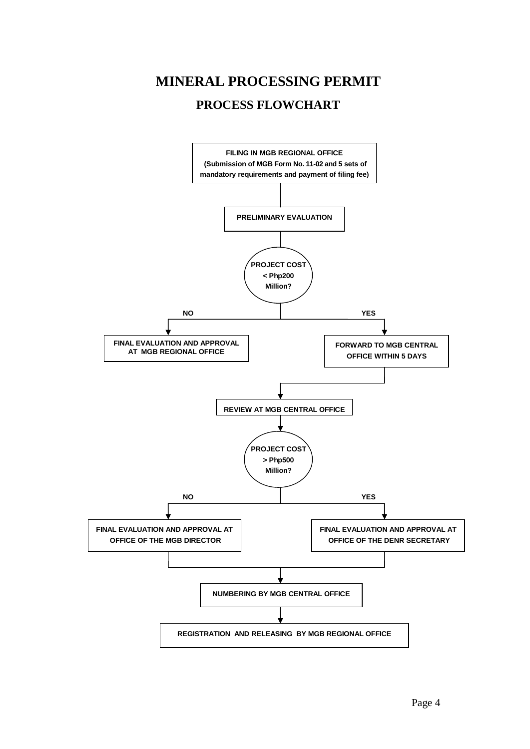# MINERAL PROCESSING PERMIT

## PROCESS FLOWCHART

FILING IN MGB REGIONAL OFFICE
(Submission of MGB Form No. 11-02 and 5 sets of mandatory requirements and payment of filing fee)

PRELIMINARY EVALUATION

PROJECT COST < Php200 Million?

NO

YES

FINAL EVALUATION AND APPROVAL AT MGB REGIONAL OFFICE

FORWARD TO MGB CENTRAL OFFICE WITHIN 5 DAYS

REVIEW AT MGB CENTRAL OFFICE

PROJECT COST > Php500 Million?

NO

YES

FINAL EVALUATION AND APPROVAL AT OFFICE OF THE MGB DIRECTOR

FINAL EVALUATION AND APPROVAL AT OFFICE OF THE DENR SECRETARY

NUMBERING BY MGB CENTRAL OFFICE

REGISTRATION AND RELEASING BY MGB REGIONAL OFFICE